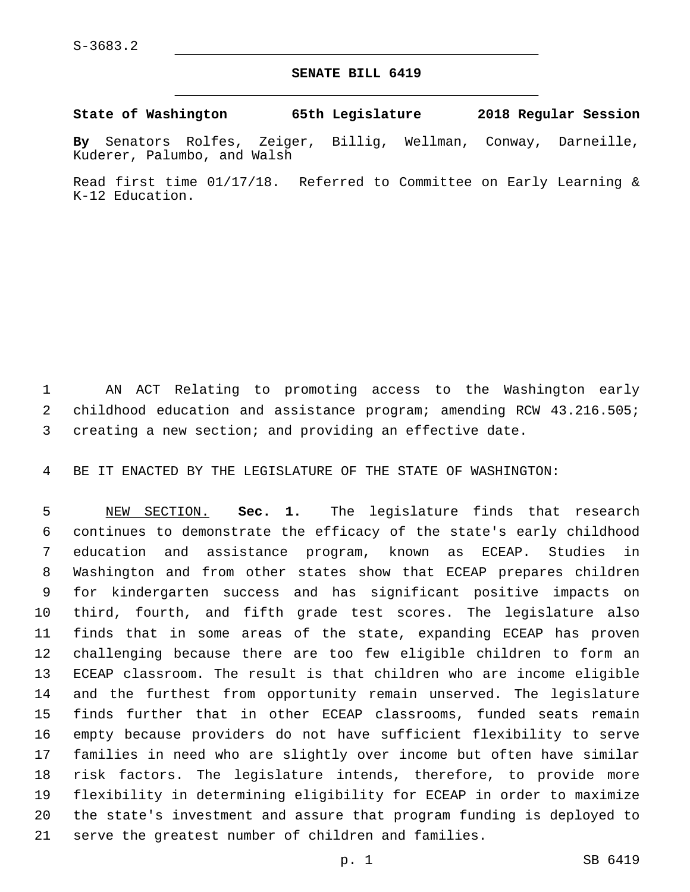S-3683.2

# SENATE BILL 6419

**State of Washington 65th Legislature 2018 Regular Session**

**By** Senators Rolfes, Zeiger, Billig, Wellman, Conway, Darneille, Kuderer, Palumbo, and Walsh

Read first time 01/17/18. Referred to Committee on Early Learning & K-12 Education.

AN ACT Relating to promoting access to the Washington early childhood education and assistance program; amending RCW 43.216.505; creating a new section; and providing an effective date.

BE IT ENACTED BY THE LEGISLATURE OF THE STATE OF WASHINGTON:

NEW SECTION. **Sec. 1.** The legislature finds that research continues to demonstrate the efficacy of the state's early childhood education and assistance program, known as ECEAP. Studies in Washington and from other states show that ECEAP prepares children for kindergarten success and has significant positive impacts on third, fourth, and fifth grade test scores. The legislature also finds that in some areas of the state, expanding ECEAP has proven challenging because there are too few eligible children to form an ECEAP classroom. The result is that children who are income eligible and the furthest from opportunity remain unserved. The legislature finds further that in other ECEAP classrooms, funded seats remain empty because providers do not have sufficient flexibility to serve families in need who are slightly over income but often have similar risk factors. The legislature intends, therefore, to provide more flexibility in determining eligibility for ECEAP in order to maximize the state's investment and assure that program funding is deployed to serve the greatest number of children and families.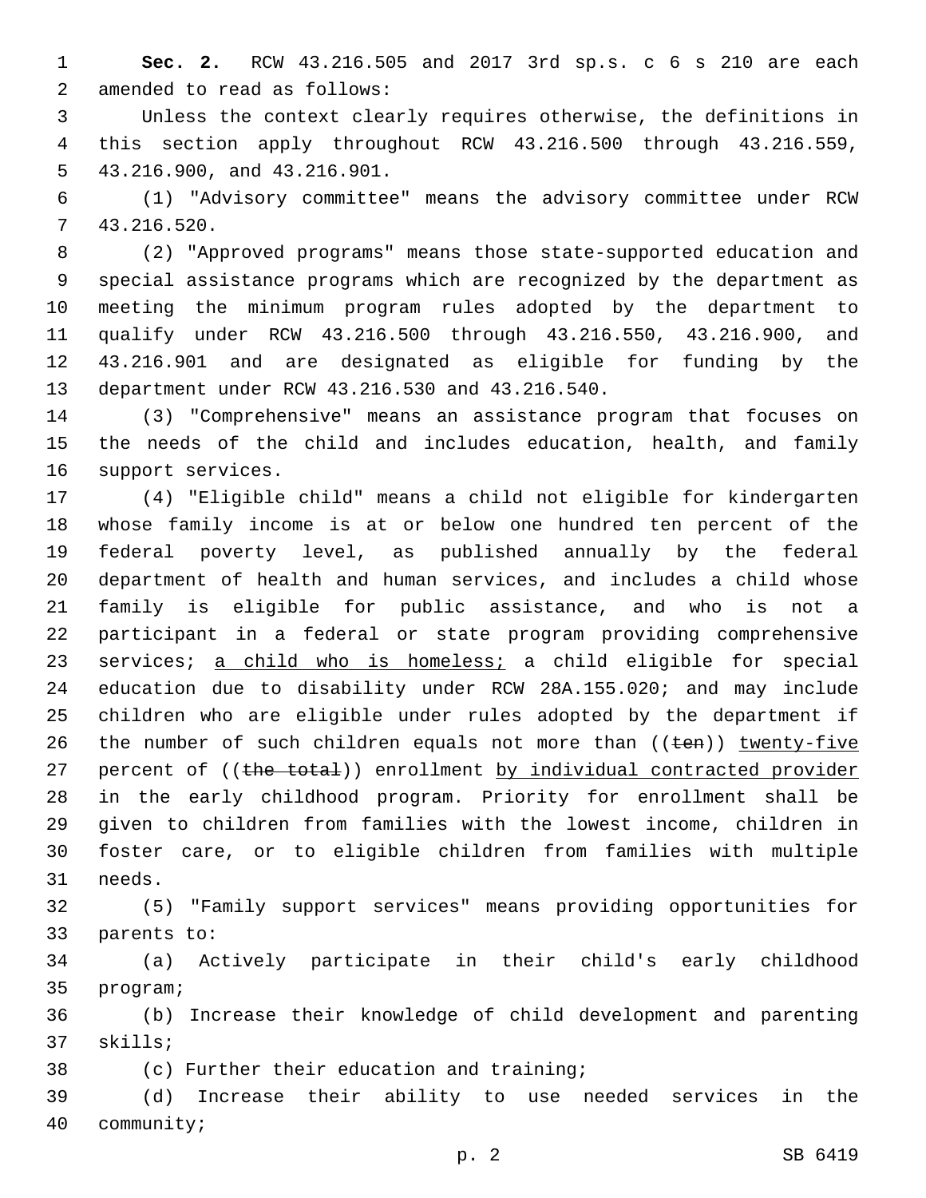**Sec. 2.** RCW 43.216.505 and 2017 3rd sp.s. c 6 s 210 are each amended to read as follows:

Unless the context clearly requires otherwise, the definitions in this section apply throughout RCW 43.216.500 through 43.216.559, 43.216.900, and 43.216.901.

(1) "Advisory committee" means the advisory committee under RCW 43.216.520.

(2) "Approved programs" means those state-supported education and special assistance programs which are recognized by the department as meeting the minimum program rules adopted by the department to qualify under RCW 43.216.500 through 43.216.550, 43.216.900, and 43.216.901 and are designated as eligible for funding by the department under RCW 43.216.530 and 43.216.540.

(3) "Comprehensive" means an assistance program that focuses on the needs of the child and includes education, health, and family support services.

(4) "Eligible child" means a child not eligible for kindergarten whose family income is at or below one hundred ten percent of the federal poverty level, as published annually by the federal department of health and human services, and includes a child whose family is eligible for public assistance, and who is not a participant in a federal or state program providing comprehensive services; <u>a child who is homeless;</u> a child eligible for special education due to disability under RCW 28A.155.020; and may include children who are eligible under rules adopted by the department if the number of such children equals not more than ((~~ten~~)) <u>twenty-five</u> percent of ((~~the total~~)) enrollment <u>by individual contracted provider</u> in the early childhood program. Priority for enrollment shall be given to children from families with the lowest income, children in foster care, or to eligible children from families with multiple needs.

(5) "Family support services" means providing opportunities for parents to:

(a) Actively participate in their child's early childhood program;

(b) Increase their knowledge of child development and parenting skills;

(c) Further their education and training;

(d) Increase their ability to use needed services in the community;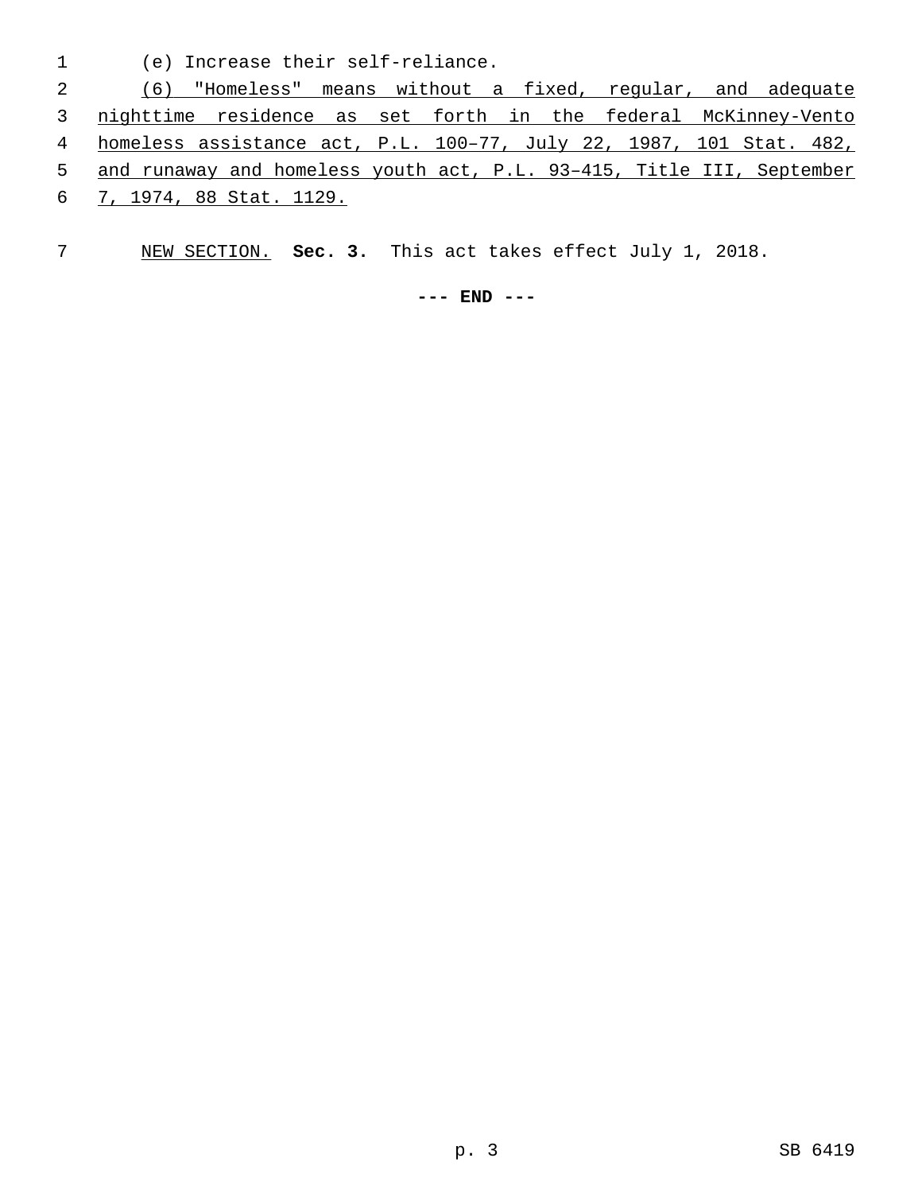(e) Increase their self-reliance.

(6) "Homeless" means without a fixed, regular, and adequate nighttime residence as set forth in the federal McKinney-Vento homeless assistance act, P.L. 100–77, July 22, 1987, 101 Stat. 482, and runaway and homeless youth act, P.L. 93–415, Title III, September 7, 1974, 88 Stat. 1129.

NEW SECTION. **Sec. 3.** This act takes effect July 1, 2018.

**--- END ---**